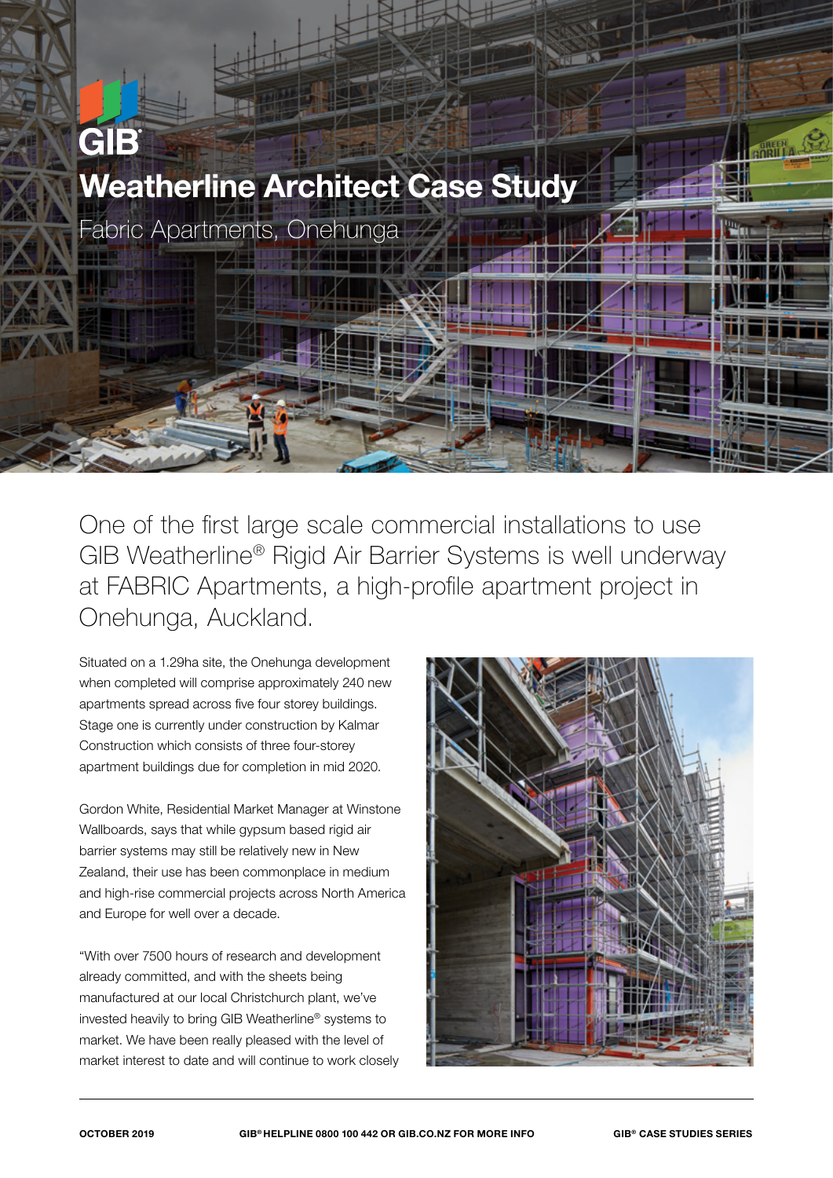# Weatherline Architect Case Study

## Fabric Apartments, Onehunga

One of the first large scale commercial installations to use GIB Weatherline® Rigid Air Barrier Systems is well underway at FABRIC Apartments, a high-profile apartment project in Onehunga, Auckland.

Situated on a 1.29ha site, the Onehunga development when completed will comprise approximately 240 new apartments spread across five four storey buildings. Stage one is currently under construction by Kalmar Construction which consists of three four-storey apartment buildings due for completion in mid 2020.

Gordon White, Residential Market Manager at Winstone Wallboards, says that while gypsum based rigid air barrier systems may still be relatively new in New Zealand, their use has been commonplace in medium and high-rise commercial projects across North America and Europe for well over a decade.

"With over 7500 hours of research and development already committed, and with the sheets being manufactured at our local Christchurch plant, we've invested heavily to bring GIB Weatherline® systems to market. We have been really pleased with the level of market interest to date and will continue to work closely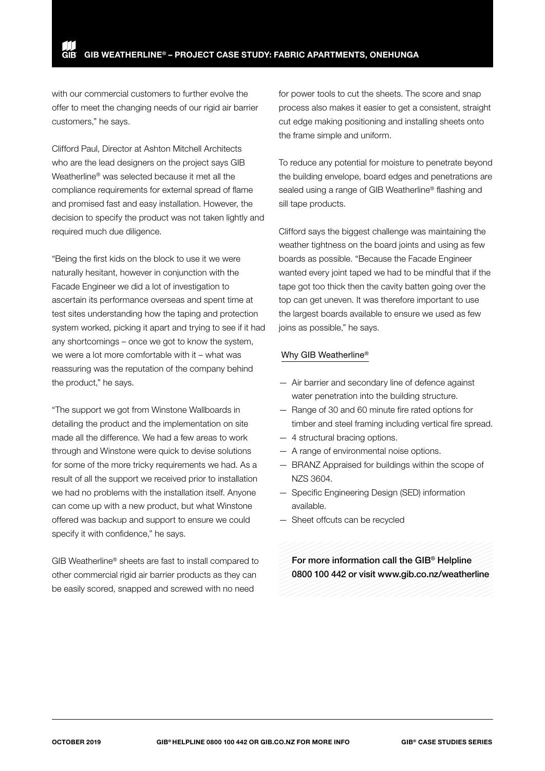with our commercial customers to further evolve the offer to meet the changing needs of our rigid air barrier customers," he says.

Clifford Paul, Director at Ashton Mitchell Architects who are the lead designers on the project says GIB Weatherline® was selected because it met all the compliance requirements for external spread of flame and promised fast and easy installation. However, the decision to specify the product was not taken lightly and required much due diligence.

"Being the first kids on the block to use it we were naturally hesitant, however in conjunction with the Facade Engineer we did a lot of investigation to ascertain its performance overseas and spent time at test sites understanding how the taping and protection system worked, picking it apart and trying to see if it had any shortcomings – once we got to know the system, we were a lot more comfortable with it – what was reassuring was the reputation of the company behind the product," he says.

"The support we got from Winstone Wallboards in detailing the product and the implementation on site made all the difference. We had a few areas to work through and Winstone were quick to devise solutions for some of the more tricky requirements we had. As a result of all the support we received prior to installation we had no problems with the installation itself. Anyone can come up with a new product, but what Winstone offered was backup and support to ensure we could specify it with confidence," he says.

GIB Weatherline® sheets are fast to install compared to other commercial rigid air barrier products as they can be easily scored, snapped and screwed with no need for power tools to cut the sheets. The score and snap process also makes it easier to get a consistent, straight cut edge making positioning and installing sheets onto the frame simple and uniform.

To reduce any potential for moisture to penetrate beyond the building envelope, board edges and penetrations are sealed using a range of GIB Weatherline® flashing and sill tape products.

Clifford says the biggest challenge was maintaining the weather tightness on the board joints and using as few boards as possible. "Because the Facade Engineer wanted every joint taped we had to be mindful that if the tape got too thick then the cavity batten going over the top can get uneven. It was therefore important to use the largest boards available to ensure we used as few joins as possible," he says.

## Why GIB Weatherline®

- Air barrier and secondary line of defence against water penetration into the building structure.
- Range of 30 and 60 minute fire rated options for timber and steel framing including vertical fire spread.
- 4 structural bracing options.
- A range of environmental noise options.
- BRANZ Appraised for buildings within the scope of NZS 3604.
- Specific Engineering Design (SED) information available.
- Sheet offcuts can be recycled

For more information call the GIB® Helpline 0800 100 442 or visit www.gib.co.nz/weatherline